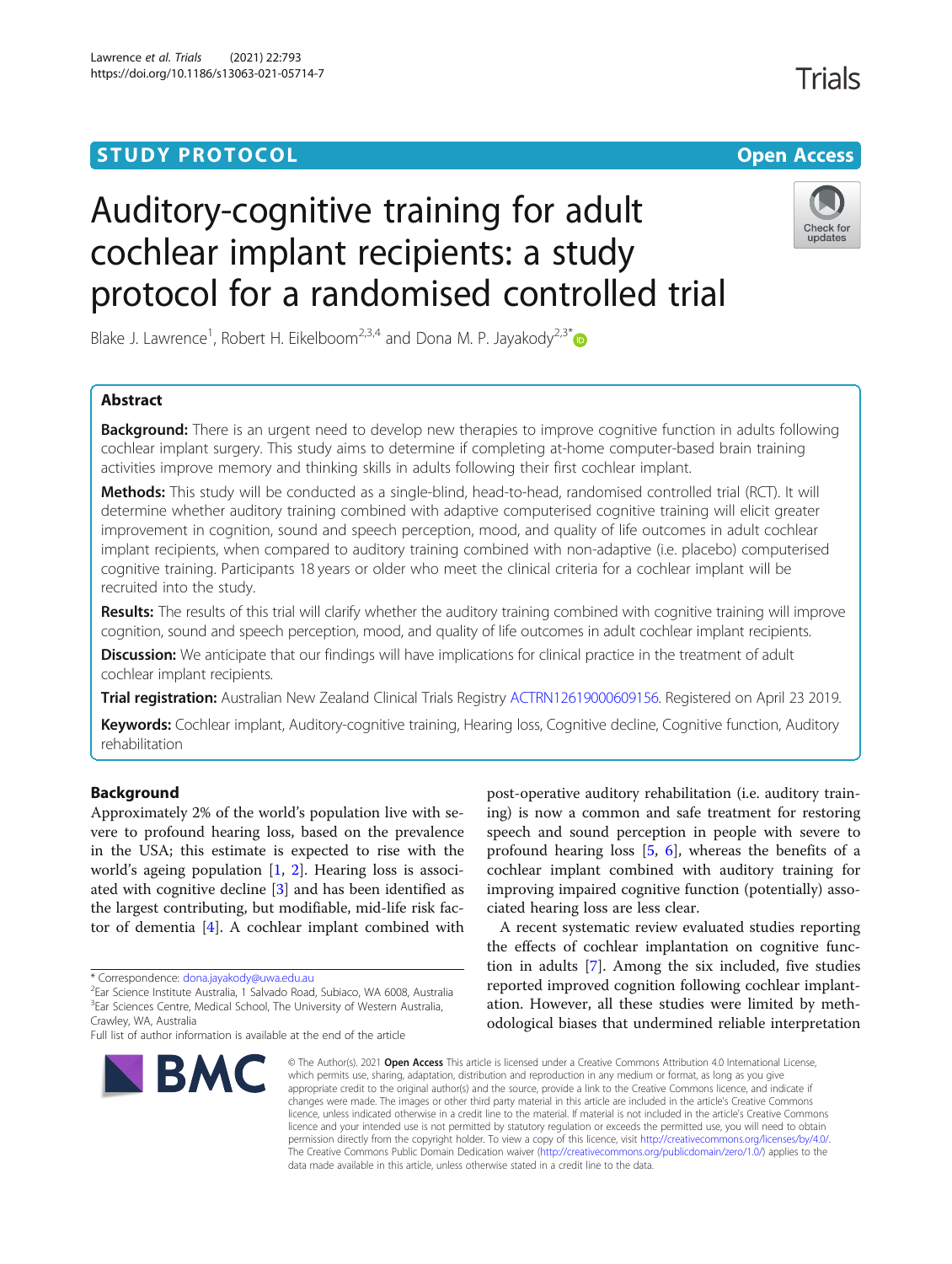STUDY PROTOCOL

Open Access

# Auditory-cognitive training for adult cochlear implant recipients: a study protocol for a randomised controlled trial

Blake J. Lawrence[1], Robert H. Eikelboom[2,3,4] and Dona M. P. Jayakody[2,3*]

## Abstract

**Background:** There is an urgent need to develop new therapies to improve cognitive function in adults following cochlear implant surgery. This study aims to determine if completing at-home computer-based brain training activities improve memory and thinking skills in adults following their first cochlear implant.

**Methods:** This study will be conducted as a single-blind, head-to-head, randomised controlled trial (RCT). It will determine whether auditory training combined with adaptive computerised cognitive training will elicit greater improvement in cognition, sound and speech perception, mood, and quality of life outcomes in adult cochlear implant recipients, when compared to auditory training combined with non-adaptive (i.e. placebo) computerised cognitive training. Participants 18 years or older who meet the clinical criteria for a cochlear implant will be recruited into the study.

**Results:** The results of this trial will clarify whether the auditory training combined with cognitive training will improve cognition, sound and speech perception, mood, and quality of life outcomes in adult cochlear implant recipients.

**Discussion:** We anticipate that our findings will have implications for clinical practice in the treatment of adult cochlear implant recipients.

**Trial registration:** Australian New Zealand Clinical Trials Registry ACTRN12619000609156. Registered on April 23 2019.

**Keywords:** Cochlear implant, Auditory-cognitive training, Hearing loss, Cognitive decline, Cognitive function, Auditory rehabilitation

## Background

Approximately 2% of the world's population live with severe to profound hearing loss, based on the prevalence in the USA; this estimate is expected to rise with the world's ageing population [1, 2]. Hearing loss is associated with cognitive decline [3] and has been identified as the largest contributing, but modifiable, mid-life risk factor of dementia [4]. A cochlear implant combined with post-operative auditory rehabilitation (i.e. auditory training) is now a common and safe treatment for restoring speech and sound perception in people with severe to profound hearing loss [5, 6], whereas the benefits of a cochlear implant combined with auditory training for improving impaired cognitive function (potentially) associated hearing loss are less clear.

A recent systematic review evaluated studies reporting the effects of cochlear implantation on cognitive function in adults [7]. Among the six included, five studies reported improved cognition following cochlear implantation. However, all these studies were limited by methodological biases that undermined reliable interpretation

\* Correspondence: dona.jayakody@uwa.edu.au
[2]Ear Science Institute Australia, 1 Salvado Road, Subiaco, WA 6008, Australia
[3]Ear Sciences Centre, Medical School, The University of Western Australia, Crawley, WA, Australia
Full list of author information is available at the end of the article

© The Author(s). 2021 **Open Access** This article is licensed under a Creative Commons Attribution 4.0 International License, which permits use, sharing, adaptation, distribution and reproduction in any medium or format, as long as you give appropriate credit to the original author(s) and the source, provide a link to the Creative Commons licence, and indicate if changes were made. The images or other third party material in this article are included in the article's Creative Commons licence, unless indicated otherwise in a credit line to the material. If material is not included in the article's Creative Commons licence and your intended use is not permitted by statutory regulation or exceeds the permitted use, you will need to obtain permission directly from the copyright holder. To view a copy of this licence, visit http://creativecommons.org/licenses/by/4.0/. The Creative Commons Public Domain Dedication waiver (http://creativecommons.org/publicdomain/zero/1.0/) applies to the data made available in this article, unless otherwise stated in a credit line to the data.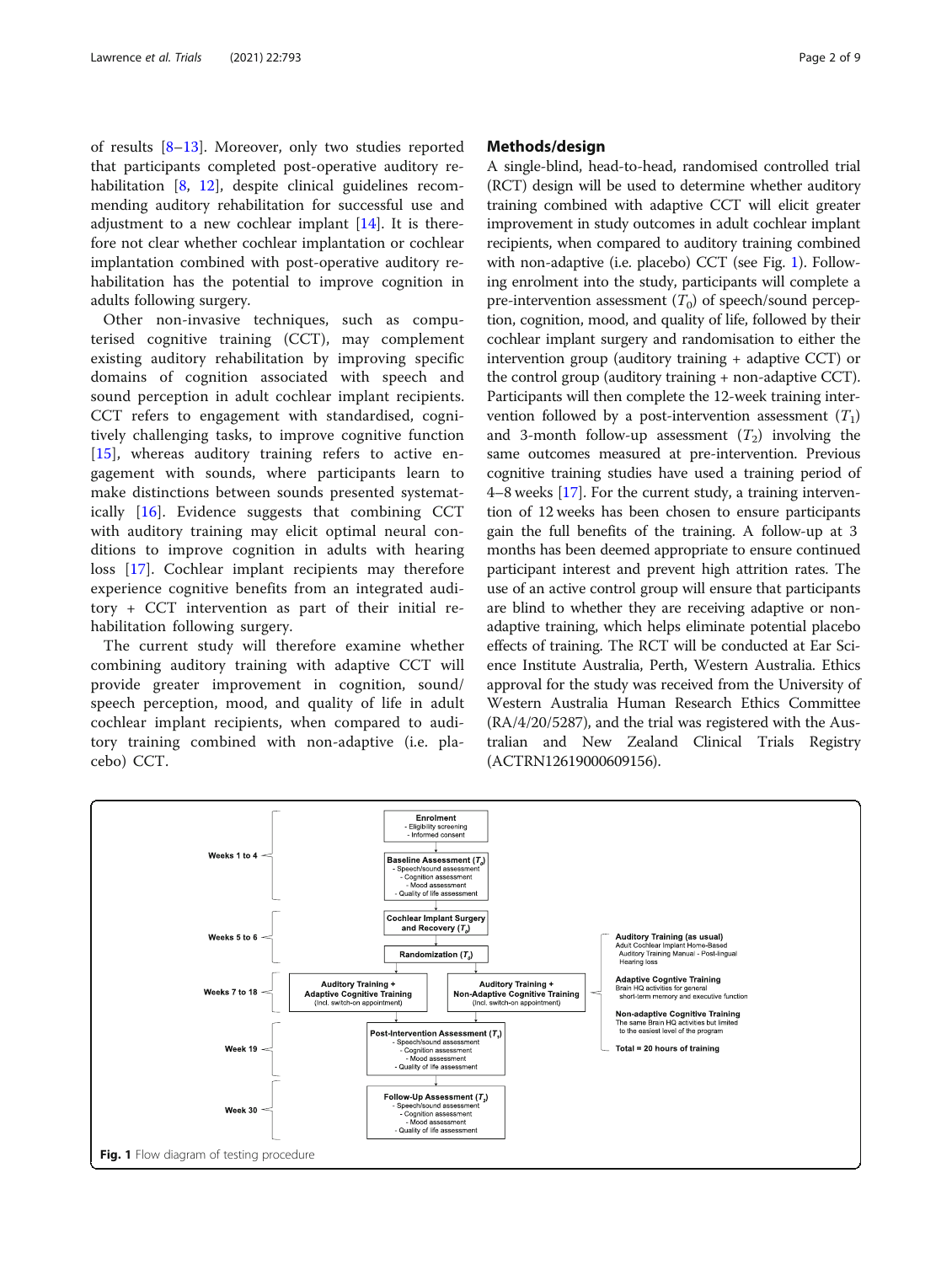of results [8–13]. Moreover, only two studies reported that participants completed post-operative auditory rehabilitation [8, 12], despite clinical guidelines recommending auditory rehabilitation for successful use and adjustment to a new cochlear implant [14]. It is therefore not clear whether cochlear implantation or cochlear implantation combined with post-operative auditory rehabilitation has the potential to improve cognition in adults following surgery.

Other non-invasive techniques, such as computerised cognitive training (CCT), may complement existing auditory rehabilitation by improving specific domains of cognition associated with speech and sound perception in adult cochlear implant recipients. CCT refers to engagement with standardised, cognitively challenging tasks, to improve cognitive function [15], whereas auditory training refers to active engagement with sounds, where participants learn to make distinctions between sounds presented systematically [16]. Evidence suggests that combining CCT with auditory training may elicit optimal neural conditions to improve cognition in adults with hearing loss [17]. Cochlear implant recipients may therefore experience cognitive benefits from an integrated auditory + CCT intervention as part of their initial rehabilitation following surgery.

The current study will therefore examine whether combining auditory training with adaptive CCT will provide greater improvement in cognition, sound/speech perception, mood, and quality of life in adult cochlear implant recipients, when compared to auditory training combined with non-adaptive (i.e. placebo) CCT.

## Methods/design

A single-blind, head-to-head, randomised controlled trial (RCT) design will be used to determine whether auditory training combined with adaptive CCT will elicit greater improvement in study outcomes in adult cochlear implant recipients, when compared to auditory training combined with non-adaptive (i.e. placebo) CCT (see Fig. 1). Following enrolment into the study, participants will complete a pre-intervention assessment ($T_0$) of speech/sound perception, cognition, mood, and quality of life, followed by their cochlear implant surgery and randomisation to either the intervention group (auditory training + adaptive CCT) or the control group (auditory training + non-adaptive CCT). Participants will then complete the 12-week training intervention followed by a post-intervention assessment ($T_1$) and 3-month follow-up assessment ($T_2$) involving the same outcomes measured at pre-intervention. Previous cognitive training studies have used a training period of 4–8 weeks [17]. For the current study, a training intervention of 12 weeks has been chosen to ensure participants gain the full benefits of the training. A follow-up at 3 months has been deemed appropriate to ensure continued participant interest and prevent high attrition rates. The use of an active control group will ensure that participants are blind to whether they are receiving adaptive or non-adaptive training, which helps eliminate potential placebo effects of training. The RCT will be conducted at Ear Science Institute Australia, Perth, Western Australia. Ethics approval for the study was received from the University of Western Australia Human Research Ethics Committee (RA/4/20/5287), and the trial was registered with the Australian and New Zealand Clinical Trials Registry (ACTRN12619000609156).

- **Weeks 1 to 4**
  - **Enrolment** – Eligibility screening – Informed consent
  - **Baseline Assessment ($T_0$)** – Speech/sound assessment – Cognition assessment – Mood assessment – Quality of life assessment
- **Weeks 5 to 6**
  - **Cochlear Implant Surgery and Recovery ($T_s$)**
  - **Randomization ($T_r$)**
- **Weeks 7 to 18**
  - **Auditory Training + Adaptive Cognitive Training** (Incl. switch-on appointment)
  - **Auditory Training + Non-Adaptive Cognitive Training** (Incl. switch-on appointment)
- **Week 19**
  - **Post-Intervention Assessment ($T_1$)** – Speech/sound assessment – Cognition assessment – Mood assessment – Quality of life assessment
- **Week 30**
  - **Follow-Up Assessment ($T_2$)** – Speech/sound assessment – Cognition assessment – Mood assessment – Quality of life assessment

**Auditory Training (as usual)**: Adult Cochlear Implant Home-Based Auditory Training Manual - Post-lingual Hearing loss

**Adaptive Cogntive Training**: Brain HQ activities for general short-term memory and executive function

**Non-adaptive Cognitive Training**: The same Brain HQ activities but limited to the easiest level of the program

**Total = 20 hours of training**

**Fig. 1** Flow diagram of testing procedure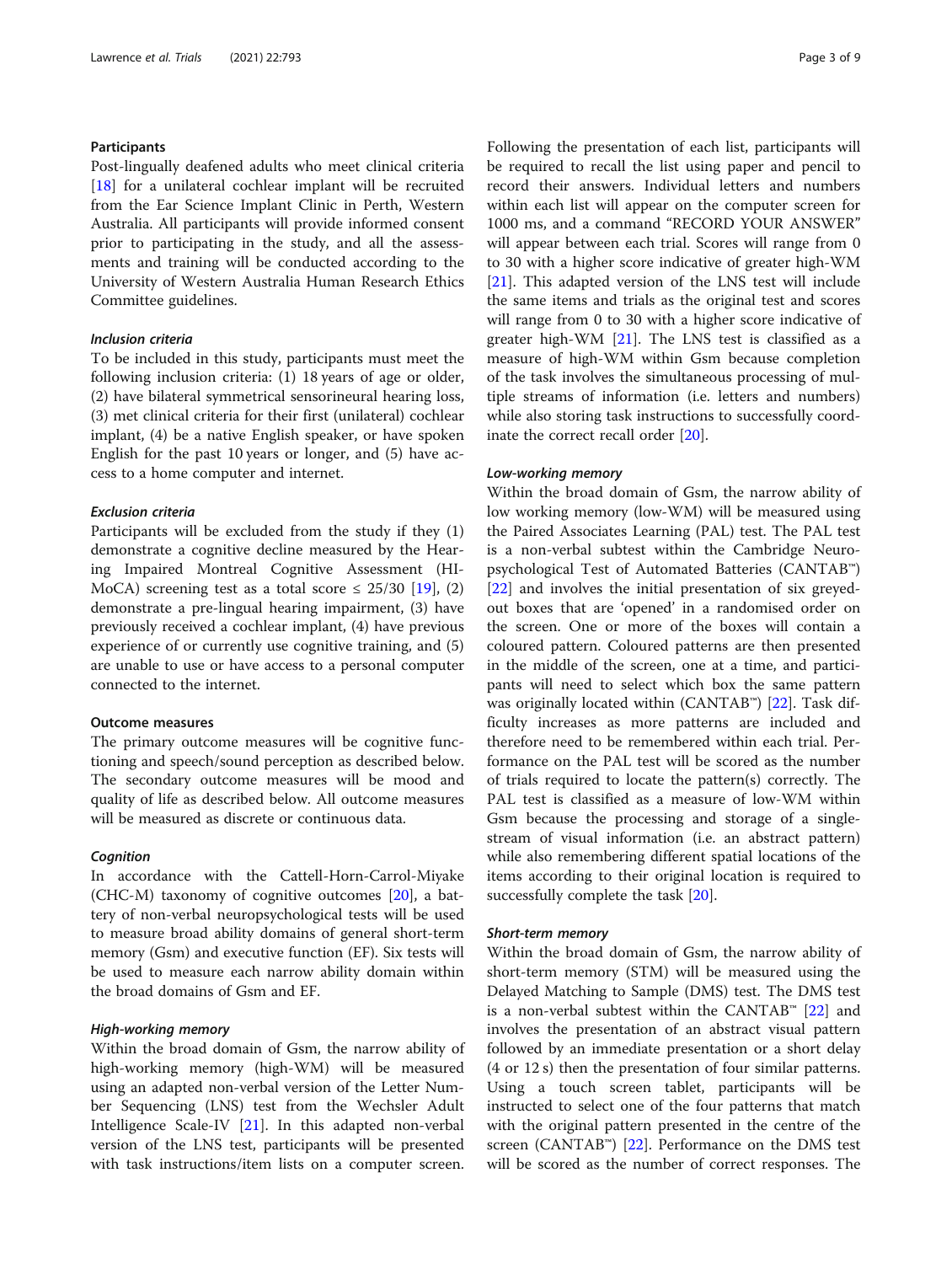### Participants

Post-lingually deafened adults who meet clinical criteria [18] for a unilateral cochlear implant will be recruited from the Ear Science Implant Clinic in Perth, Western Australia. All participants will provide informed consent prior to participating in the study, and all the assessments and training will be conducted according to the University of Western Australia Human Research Ethics Committee guidelines.

#### *Inclusion criteria*

To be included in this study, participants must meet the following inclusion criteria: (1) 18 years of age or older, (2) have bilateral symmetrical sensorineural hearing loss, (3) met clinical criteria for their first (unilateral) cochlear implant, (4) be a native English speaker, or have spoken English for the past 10 years or longer, and (5) have access to a home computer and internet.

#### *Exclusion criteria*

Participants will be excluded from the study if they (1) demonstrate a cognitive decline measured by the Hearing Impaired Montreal Cognitive Assessment (HI-MoCA) screening test as a total score ≤ 25/30 [19], (2) demonstrate a pre-lingual hearing impairment, (3) have previously received a cochlear implant, (4) have previous experience of or currently use cognitive training, and (5) are unable to use or have access to a personal computer connected to the internet.

### Outcome measures

The primary outcome measures will be cognitive functioning and speech/sound perception as described below. The secondary outcome measures will be mood and quality of life as described below. All outcome measures will be measured as discrete or continuous data.

#### *Cognition*

In accordance with the Cattell-Horn-Carrol-Miyake (CHC-M) taxonomy of cognitive outcomes [20], a battery of non-verbal neuropsychological tests will be used to measure broad ability domains of general short-term memory (Gsm) and executive function (EF). Six tests will be used to measure each narrow ability domain within the broad domains of Gsm and EF.

#### *High-working memory*

Within the broad domain of Gsm, the narrow ability of high-working memory (high-WM) will be measured using an adapted non-verbal version of the Letter Number Sequencing (LNS) test from the Wechsler Adult Intelligence Scale-IV [21]. In this adapted non-verbal version of the LNS test, participants will be presented with task instructions/item lists on a computer screen. Following the presentation of each list, participants will be required to recall the list using paper and pencil to record their answers. Individual letters and numbers within each list will appear on the computer screen for 1000 ms, and a command "RECORD YOUR ANSWER" will appear between each trial. Scores will range from 0 to 30 with a higher score indicative of greater high-WM [21]. This adapted version of the LNS test will include the same items and trials as the original test and scores will range from 0 to 30 with a higher score indicative of greater high-WM [21]. The LNS test is classified as a measure of high-WM within Gsm because completion of the task involves the simultaneous processing of multiple streams of information (i.e. letters and numbers) while also storing task instructions to successfully coordinate the correct recall order [20].

#### *Low-working memory*

Within the broad domain of Gsm, the narrow ability of low working memory (low-WM) will be measured using the Paired Associates Learning (PAL) test. The PAL test is a non-verbal subtest within the Cambridge Neuropsychological Test of Automated Batteries (CANTAB™) [22] and involves the initial presentation of six greyed-out boxes that are 'opened' in a randomised order on the screen. One or more of the boxes will contain a coloured pattern. Coloured patterns are then presented in the middle of the screen, one at a time, and participants will need to select which box the same pattern was originally located within (CANTAB™) [22]. Task difficulty increases as more patterns are included and therefore need to be remembered within each trial. Performance on the PAL test will be scored as the number of trials required to locate the pattern(s) correctly. The PAL test is classified as a measure of low-WM within Gsm because the processing and storage of a single-stream of visual information (i.e. an abstract pattern) while also remembering different spatial locations of the items according to their original location is required to successfully complete the task [20].

#### *Short-term memory*

Within the broad domain of Gsm, the narrow ability of short-term memory (STM) will be measured using the Delayed Matching to Sample (DMS) test. The DMS test is a non-verbal subtest within the CANTAB™ [22] and involves the presentation of an abstract visual pattern followed by an immediate presentation or a short delay (4 or 12 s) then the presentation of four similar patterns. Using a touch screen tablet, participants will be instructed to select one of the four patterns that match with the original pattern presented in the centre of the screen (CANTAB™) [22]. Performance on the DMS test will be scored as the number of correct responses. The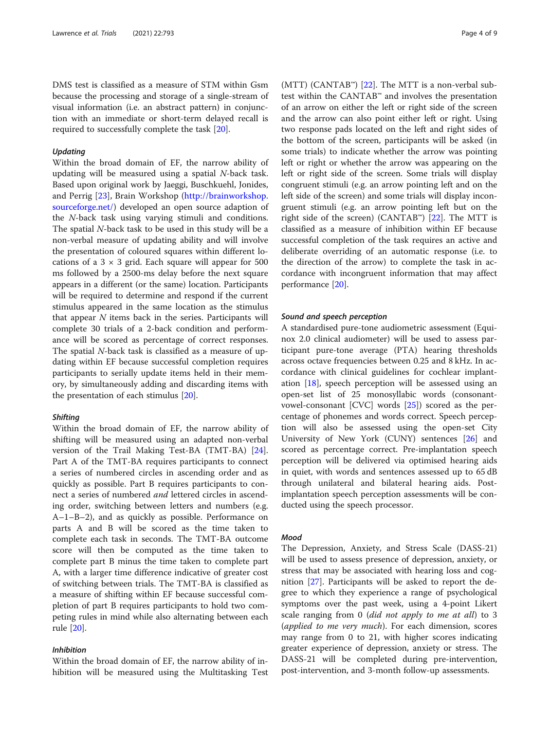DMS test is classified as a measure of STM within Gsm because the processing and storage of a single-stream of visual information (i.e. an abstract pattern) in conjunction with an immediate or short-term delayed recall is required to successfully complete the task [20].

### *Updating*

Within the broad domain of EF, the narrow ability of updating will be measured using a spatial *N*-back task. Based upon original work by Jaeggi, Buschkuehl, Jonides, and Perrig [23], Brain Workshop (http://brainworkshop.sourceforge.net/) developed an open source adaption of the *N*-back task using varying stimuli and conditions. The spatial *N*-back task to be used in this study will be a non-verbal measure of updating ability and will involve the presentation of coloured squares within different locations of a 3 × 3 grid. Each square will appear for 500 ms followed by a 2500-ms delay before the next square appears in a different (or the same) location. Participants will be required to determine and respond if the current stimulus appeared in the same location as the stimulus that appear *N* items back in the series. Participants will complete 30 trials of a 2-back condition and performance will be scored as percentage of correct responses. The spatial *N*-back task is classified as a measure of updating within EF because successful completion requires participants to serially update items held in their memory, by simultaneously adding and discarding items with the presentation of each stimulus [20].

### *Shifting*

Within the broad domain of EF, the narrow ability of shifting will be measured using an adapted non-verbal version of the Trail Making Test-BA (TMT-BA) [24]. Part A of the TMT-BA requires participants to connect a series of numbered circles in ascending order and as quickly as possible. Part B requires participants to connect a series of numbered *and* lettered circles in ascending order, switching between letters and numbers (e.g. A–1–B–2), and as quickly as possible. Performance on parts A and B will be scored as the time taken to complete each task in seconds. The TMT-BA outcome score will then be computed as the time taken to complete part B minus the time taken to complete part A, with a larger time difference indicative of greater cost of switching between trials. The TMT-BA is classified as a measure of shifting within EF because successful completion of part B requires participants to hold two competing rules in mind while also alternating between each rule [20].

### *Inhibition*

Within the broad domain of EF, the narrow ability of inhibition will be measured using the Multitasking Test (MTT) (CANTAB™) [22]. The MTT is a non-verbal subtest within the CANTAB™ and involves the presentation of an arrow on either the left or right side of the screen and the arrow can also point either left or right. Using two response pads located on the left and right sides of the bottom of the screen, participants will be asked (in some trials) to indicate whether the arrow was pointing left or right or whether the arrow was appearing on the left or right side of the screen. Some trials will display congruent stimuli (e.g. an arrow pointing left and on the left side of the screen) and some trials will display incongruent stimuli (e.g. an arrow pointing left but on the right side of the screen) (CANTAB™) [22]. The MTT is classified as a measure of inhibition within EF because successful completion of the task requires an active and deliberate overriding of an automatic response (i.e. to the direction of the arrow) to complete the task in accordance with incongruent information that may affect performance [20].

### *Sound and speech perception*

A standardised pure-tone audiometric assessment (Equinox 2.0 clinical audiometer) will be used to assess participant pure-tone average (PTA) hearing thresholds across octave frequencies between 0.25 and 8 kHz. In accordance with clinical guidelines for cochlear implantation [18], speech perception will be assessed using an open-set list of 25 monosyllabic words (consonant-vowel-consonant [CVC] words [25]) scored as the percentage of phonemes and words correct. Speech perception will also be assessed using the open-set City University of New York (CUNY) sentences [26] and scored as percentage correct. Pre-implantation speech perception will be delivered via optimised hearing aids in quiet, with words and sentences assessed up to 65 dB through unilateral and bilateral hearing aids. Post-implantation speech perception assessments will be conducted using the speech processor.

### *Mood*

The Depression, Anxiety, and Stress Scale (DASS-21) will be used to assess presence of depression, anxiety, or stress that may be associated with hearing loss and cognition [27]. Participants will be asked to report the degree to which they experience a range of psychological symptoms over the past week, using a 4-point Likert scale ranging from 0 (*did not apply to me at all*) to 3 (*applied to me very much*). For each dimension, scores may range from 0 to 21, with higher scores indicating greater experience of depression, anxiety or stress. The DASS-21 will be completed during pre-intervention, post-intervention, and 3-month follow-up assessments.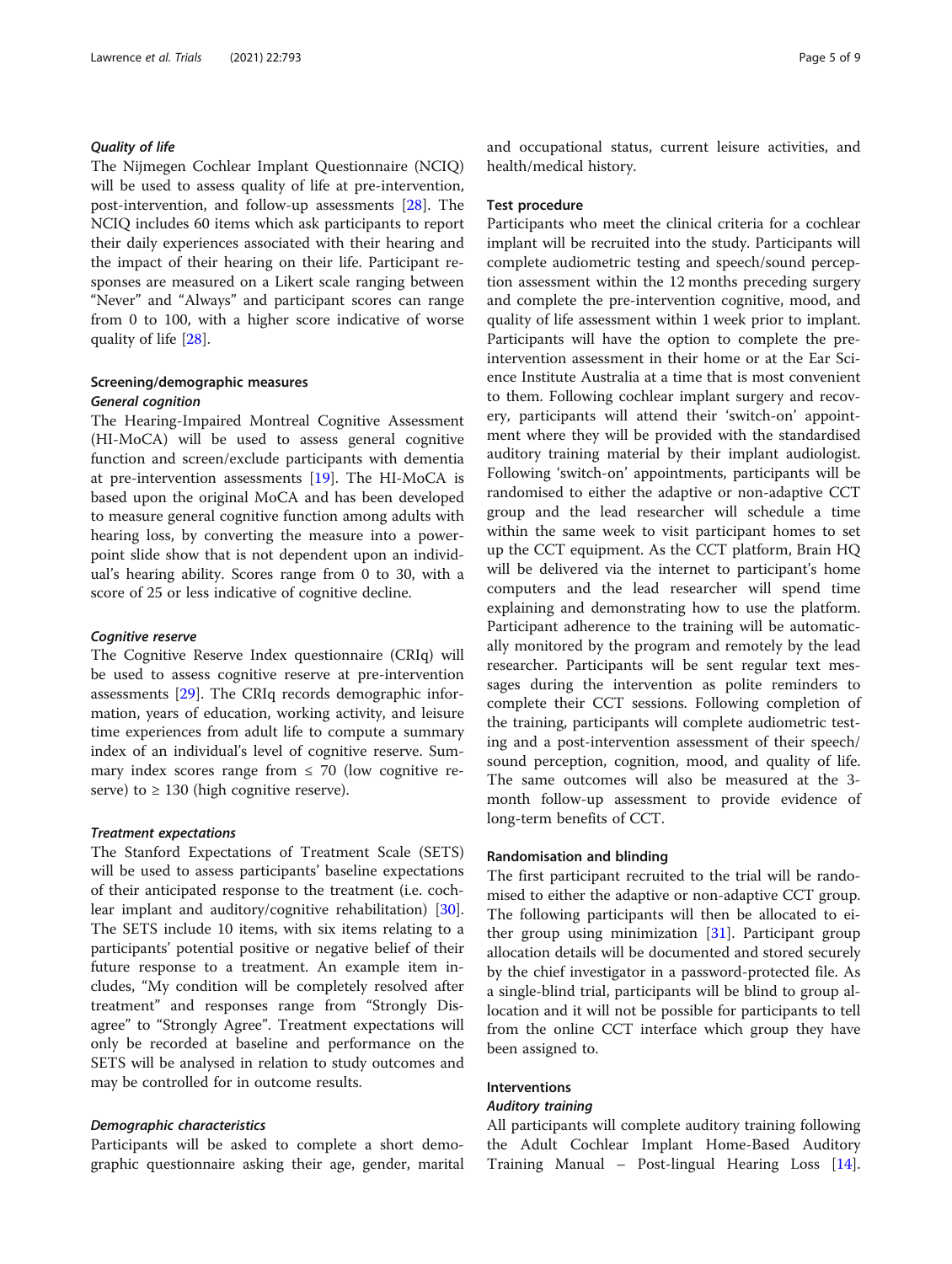#### *Quality of life*

The Nijmegen Cochlear Implant Questionnaire (NCIQ) will be used to assess quality of life at pre-intervention, post-intervention, and follow-up assessments [28]. The NCIQ includes 60 items which ask participants to report their daily experiences associated with their hearing and the impact of their hearing on their life. Participant responses are measured on a Likert scale ranging between "Never" and "Always" and participant scores can range from 0 to 100, with a higher score indicative of worse quality of life [28].

### Screening/demographic measures

#### *General cognition*

The Hearing-Impaired Montreal Cognitive Assessment (HI-MoCA) will be used to assess general cognitive function and screen/exclude participants with dementia at pre-intervention assessments [19]. The HI-MoCA is based upon the original MoCA and has been developed to measure general cognitive function among adults with hearing loss, by converting the measure into a powerpoint slide show that is not dependent upon an individual's hearing ability. Scores range from 0 to 30, with a score of 25 or less indicative of cognitive decline.

#### *Cognitive reserve*

The Cognitive Reserve Index questionnaire (CRIq) will be used to assess cognitive reserve at pre-intervention assessments [29]. The CRIq records demographic information, years of education, working activity, and leisure time experiences from adult life to compute a summary index of an individual's level of cognitive reserve. Summary index scores range from ≤ 70 (low cognitive reserve) to ≥ 130 (high cognitive reserve).

#### *Treatment expectations*

The Stanford Expectations of Treatment Scale (SETS) will be used to assess participants' baseline expectations of their anticipated response to the treatment (i.e. cochlear implant and auditory/cognitive rehabilitation) [30]. The SETS include 10 items, with six items relating to a participants' potential positive or negative belief of their future response to a treatment. An example item includes, "My condition will be completely resolved after treatment" and responses range from "Strongly Disagree" to "Strongly Agree". Treatment expectations will only be recorded at baseline and performance on the SETS will be analysed in relation to study outcomes and may be controlled for in outcome results.

#### *Demographic characteristics*

Participants will be asked to complete a short demographic questionnaire asking their age, gender, marital and occupational status, current leisure activities, and health/medical history.

### Test procedure

Participants who meet the clinical criteria for a cochlear implant will be recruited into the study. Participants will complete audiometric testing and speech/sound perception assessment within the 12 months preceding surgery and complete the pre-intervention cognitive, mood, and quality of life assessment within 1 week prior to implant. Participants will have the option to complete the pre-intervention assessment in their home or at the Ear Science Institute Australia at a time that is most convenient to them. Following cochlear implant surgery and recovery, participants will attend their 'switch-on' appointment where they will be provided with the standardised auditory training material by their implant audiologist. Following 'switch-on' appointments, participants will be randomised to either the adaptive or non-adaptive CCT group and the lead researcher will schedule a time within the same week to visit participant homes to set up the CCT equipment. As the CCT platform, Brain HQ will be delivered via the internet to participant's home computers and the lead researcher will spend time explaining and demonstrating how to use the platform. Participant adherence to the training will be automatically monitored by the program and remotely by the lead researcher. Participants will be sent regular text messages during the intervention as polite reminders to complete their CCT sessions. Following completion of the training, participants will complete audiometric testing and a post-intervention assessment of their speech/sound perception, cognition, mood, and quality of life. The same outcomes will also be measured at the 3-month follow-up assessment to provide evidence of long-term benefits of CCT.

### Randomisation and blinding

The first participant recruited to the trial will be randomised to either the adaptive or non-adaptive CCT group. The following participants will then be allocated to either group using minimization [31]. Participant group allocation details will be documented and stored securely by the chief investigator in a password-protected file. As a single-blind trial, participants will be blind to group allocation and it will not be possible for participants to tell from the online CCT interface which group they have been assigned to.

### Interventions

#### *Auditory training*

All participants will complete auditory training following the Adult Cochlear Implant Home-Based Auditory Training Manual – Post-lingual Hearing Loss [14].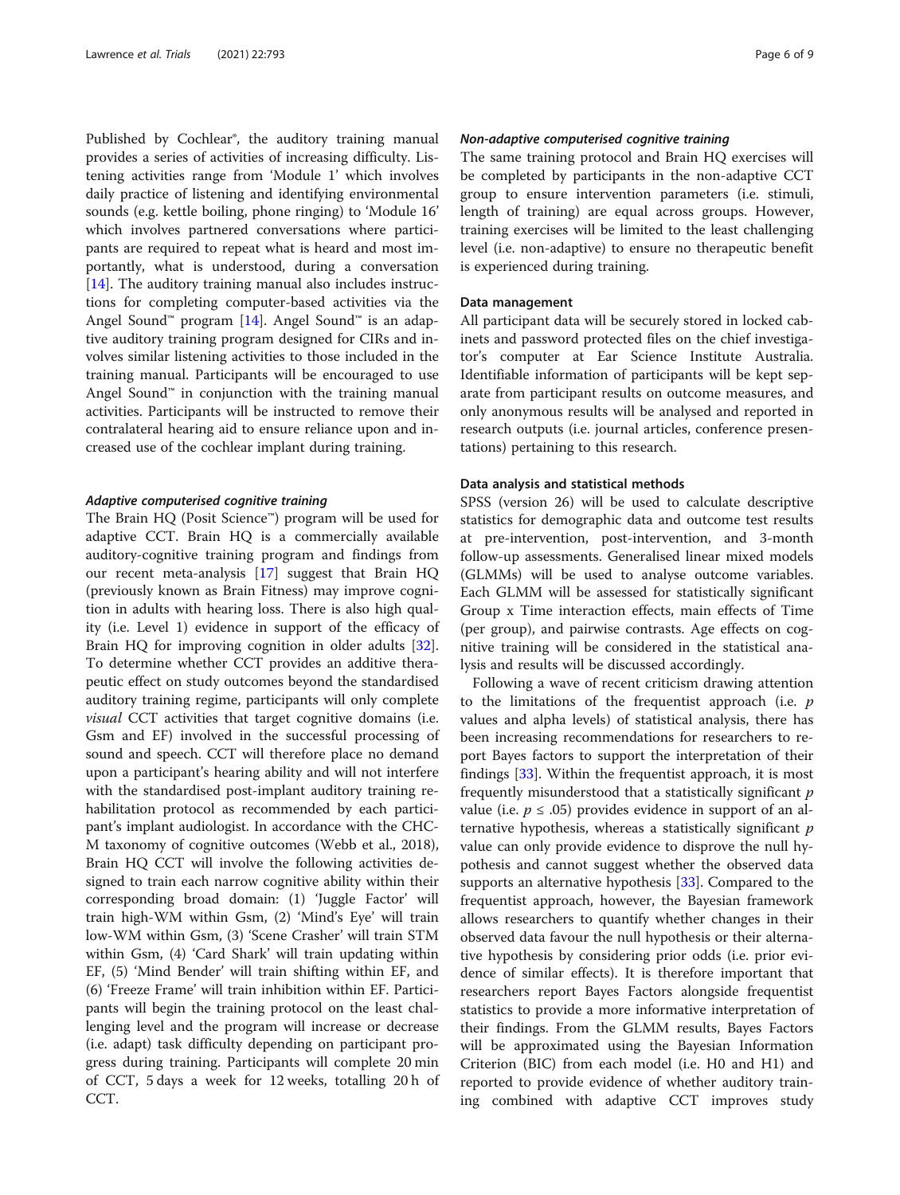Published by Cochlear®, the auditory training manual provides a series of activities of increasing difficulty. Listening activities range from 'Module 1' which involves daily practice of listening and identifying environmental sounds (e.g. kettle boiling, phone ringing) to 'Module 16' which involves partnered conversations where participants are required to repeat what is heard and most importantly, what is understood, during a conversation [14]. The auditory training manual also includes instructions for completing computer-based activities via the Angel Sound™ program [14]. Angel Sound™ is an adaptive auditory training program designed for CIRs and involves similar listening activities to those included in the training manual. Participants will be encouraged to use Angel Sound™ in conjunction with the training manual activities. Participants will be instructed to remove their contralateral hearing aid to ensure reliance upon and increased use of the cochlear implant during training.

#### *Adaptive computerised cognitive training*

The Brain HQ (Posit Science™) program will be used for adaptive CCT. Brain HQ is a commercially available auditory-cognitive training program and findings from our recent meta-analysis [17] suggest that Brain HQ (previously known as Brain Fitness) may improve cognition in adults with hearing loss. There is also high quality (i.e. Level 1) evidence in support of the efficacy of Brain HQ for improving cognition in older adults [32]. To determine whether CCT provides an additive therapeutic effect on study outcomes beyond the standardised auditory training regime, participants will only complete *visual* CCT activities that target cognitive domains (i.e. Gsm and EF) involved in the successful processing of sound and speech. CCT will therefore place no demand upon a participant's hearing ability and will not interfere with the standardised post-implant auditory training rehabilitation protocol as recommended by each participant's implant audiologist. In accordance with the CHC-M taxonomy of cognitive outcomes (Webb et al., 2018), Brain HQ CCT will involve the following activities designed to train each narrow cognitive ability within their corresponding broad domain: (1) 'Juggle Factor' will train high-WM within Gsm, (2) 'Mind's Eye' will train low-WM within Gsm, (3) 'Scene Crasher' will train STM within Gsm, (4) 'Card Shark' will train updating within EF, (5) 'Mind Bender' will train shifting within EF, and (6) 'Freeze Frame' will train inhibition within EF. Participants will begin the training protocol on the least challenging level and the program will increase or decrease (i.e. adapt) task difficulty depending on participant progress during training. Participants will complete 20 min of CCT, 5 days a week for 12 weeks, totalling 20 h of CCT.

#### *Non-adaptive computerised cognitive training*

The same training protocol and Brain HQ exercises will be completed by participants in the non-adaptive CCT group to ensure intervention parameters (i.e. stimuli, length of training) are equal across groups. However, training exercises will be limited to the least challenging level (i.e. non-adaptive) to ensure no therapeutic benefit is experienced during training.

### Data management

All participant data will be securely stored in locked cabinets and password protected files on the chief investigator's computer at Ear Science Institute Australia. Identifiable information of participants will be kept separate from participant results on outcome measures, and only anonymous results will be analysed and reported in research outputs (i.e. journal articles, conference presentations) pertaining to this research.

### Data analysis and statistical methods

SPSS (version 26) will be used to calculate descriptive statistics for demographic data and outcome test results at pre-intervention, post-intervention, and 3-month follow-up assessments. Generalised linear mixed models (GLMMs) will be used to analyse outcome variables. Each GLMM will be assessed for statistically significant Group x Time interaction effects, main effects of Time (per group), and pairwise contrasts. Age effects on cognitive training will be considered in the statistical analysis and results will be discussed accordingly.

Following a wave of recent criticism drawing attention to the limitations of the frequentist approach (i.e. $p$ values and alpha levels) of statistical analysis, there has been increasing recommendations for researchers to report Bayes factors to support the interpretation of their findings [33]. Within the frequentist approach, it is most frequently misunderstood that a statistically significant $p$ value (i.e. $p \leq .05$) provides evidence in support of an alternative hypothesis, whereas a statistically significant $p$ value can only provide evidence to disprove the null hypothesis and cannot suggest whether the observed data supports an alternative hypothesis [33]. Compared to the frequentist approach, however, the Bayesian framework allows researchers to quantify whether changes in their observed data favour the null hypothesis or their alternative hypothesis by considering prior odds (i.e. prior evidence of similar effects). It is therefore important that researchers report Bayes Factors alongside frequentist statistics to provide a more informative interpretation of their findings. From the GLMM results, Bayes Factors will be approximated using the Bayesian Information Criterion (BIC) from each model (i.e. H0 and H1) and reported to provide evidence of whether auditory training combined with adaptive CCT improves study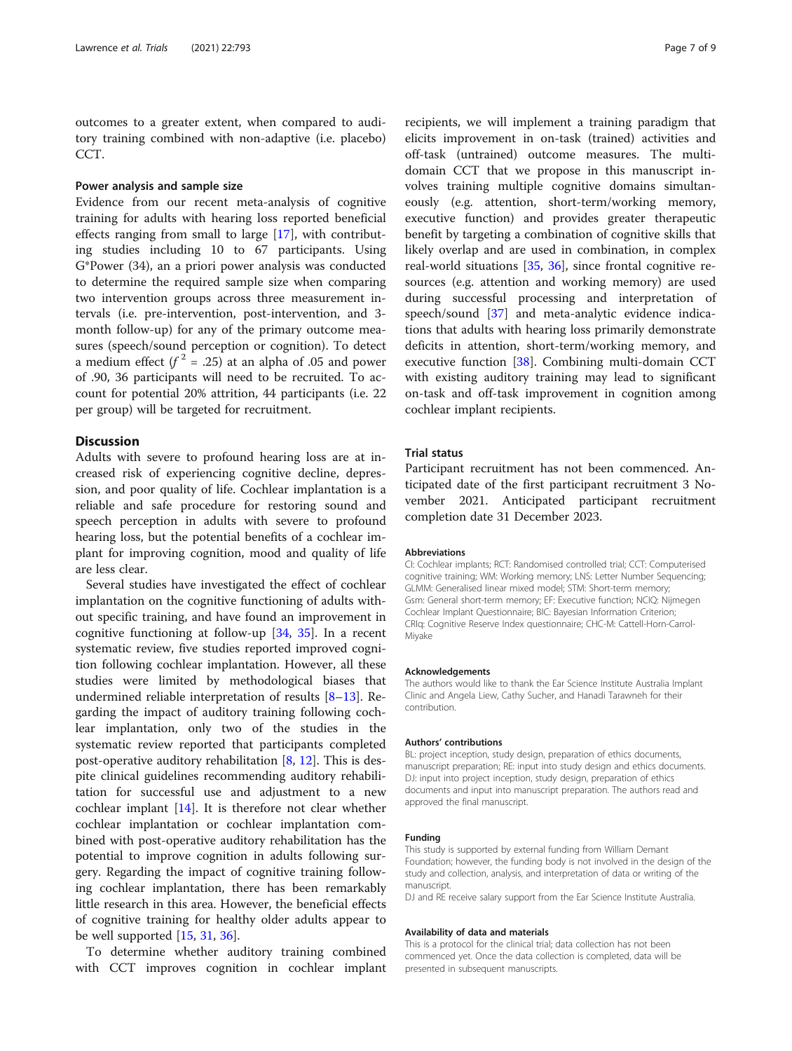outcomes to a greater extent, when compared to auditory training combined with non-adaptive (i.e. placebo) CCT.

### Power analysis and sample size

Evidence from our recent meta-analysis of cognitive training for adults with hearing loss reported beneficial effects ranging from small to large [17], with contributing studies including 10 to 67 participants. Using G*Power (34), an a priori power analysis was conducted to determine the required sample size when comparing two intervention groups across three measurement intervals (i.e. pre-intervention, post-intervention, and 3-month follow-up) for any of the primary outcome measures (speech/sound perception or cognition). To detect a medium effect ($f^2 = .25$) at an alpha of .05 and power of .90, 36 participants will need to be recruited. To account for potential 20% attrition, 44 participants (i.e. 22 per group) will be targeted for recruitment.

## Discussion

Adults with severe to profound hearing loss are at increased risk of experiencing cognitive decline, depression, and poor quality of life. Cochlear implantation is a reliable and safe procedure for restoring sound and speech perception in adults with severe to profound hearing loss, but the potential benefits of a cochlear implant for improving cognition, mood and quality of life are less clear.

Several studies have investigated the effect of cochlear implantation on the cognitive functioning of adults without specific training, and have found an improvement in cognitive functioning at follow-up [34, 35]. In a recent systematic review, five studies reported improved cognition following cochlear implantation. However, all these studies were limited by methodological biases that undermined reliable interpretation of results [8–13]. Regarding the impact of auditory training following cochlear implantation, only two of the studies in the systematic review reported that participants completed post-operative auditory rehabilitation [8, 12]. This is despite clinical guidelines recommending auditory rehabilitation for successful use and adjustment to a new cochlear implant [14]. It is therefore not clear whether cochlear implantation or cochlear implantation combined with post-operative auditory rehabilitation has the potential to improve cognition in adults following surgery. Regarding the impact of cognitive training following cochlear implantation, there has been remarkably little research in this area. However, the beneficial effects of cognitive training for healthy older adults appear to be well supported [15, 31, 36].

To determine whether auditory training combined with CCT improves cognition in cochlear implant recipients, we will implement a training paradigm that elicits improvement in on-task (trained) activities and off-task (untrained) outcome measures. The multi-domain CCT that we propose in this manuscript involves training multiple cognitive domains simultaneously (e.g. attention, short-term/working memory, executive function) and provides greater therapeutic benefit by targeting a combination of cognitive skills that likely overlap and are used in combination, in complex real-world situations [35, 36], since frontal cognitive resources (e.g. attention and working memory) are used during successful processing and interpretation of speech/sound [37] and meta-analytic evidence indications that adults with hearing loss primarily demonstrate deficits in attention, short-term/working memory, and executive function [38]. Combining multi-domain CCT with existing auditory training may lead to significant on-task and off-task improvement in cognition among cochlear implant recipients.

## Trial status

Participant recruitment has not been commenced. Anticipated date of the first participant recruitment 3 November 2021. Anticipated participant recruitment completion date 31 December 2023.

### Abbreviations

CI: Cochlear implants; RCT: Randomised controlled trial; CCT: Computerised cognitive training; WM: Working memory; LNS: Letter Number Sequencing; GLMM: Generalised linear mixed model; STM: Short-term memory; Gsm: General short-term memory; EF: Executive function; NCIQ: Nijmegen Cochlear Implant Questionnaire; BIC: Bayesian Information Criterion; CRIq: Cognitive Reserve Index questionnaire; CHC-M: Cattell-Horn-Carrol-Miyake

### Acknowledgements

The authors would like to thank the Ear Science Institute Australia Implant Clinic and Angela Liew, Cathy Sucher, and Hanadi Tarawneh for their contribution.

### Authors' contributions

BL: project inception, study design, preparation of ethics documents, manuscript preparation; RE: input into study design and ethics documents. DJ: input into project inception, study design, preparation of ethics documents and input into manuscript preparation. The authors read and approved the final manuscript.

### Funding

This study is supported by external funding from William Demant Foundation; however, the funding body is not involved in the design of the study and collection, analysis, and interpretation of data or writing of the manuscript.

DJ and RE receive salary support from the Ear Science Institute Australia.

### Availability of data and materials

This is a protocol for the clinical trial; data collection has not been commenced yet. Once the data collection is completed, data will be presented in subsequent manuscripts.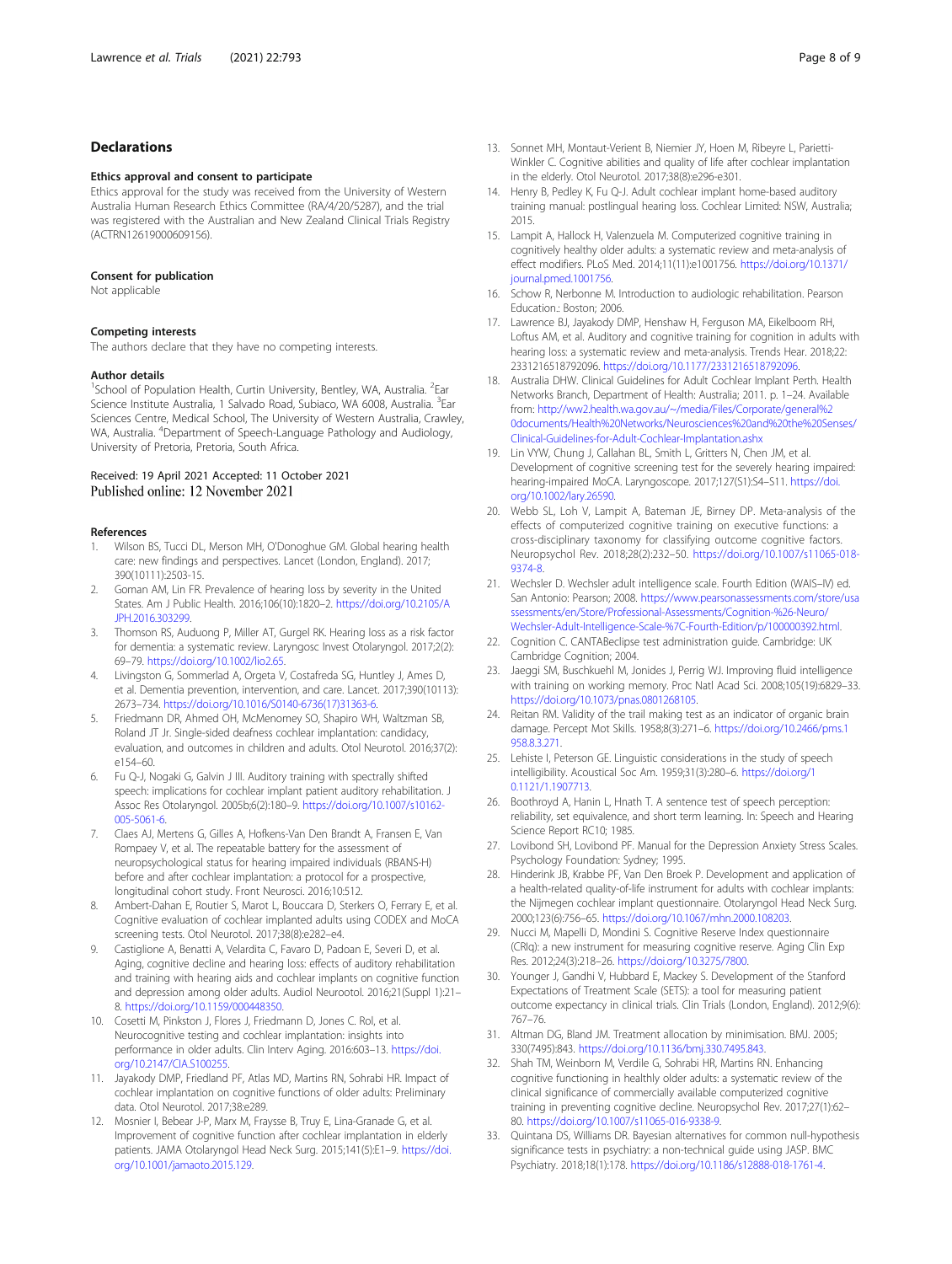## Declarations

### Ethics approval and consent to participate

Ethics approval for the study was received from the University of Western Australia Human Research Ethics Committee (RA/4/20/5287), and the trial was registered with the Australian and New Zealand Clinical Trials Registry (ACTRN12619000609156).

### Consent for publication

Not applicable

### Competing interests

The authors declare that they have no competing interests.

### Author details

[1]School of Population Health, Curtin University, Bentley, WA, Australia. [2]Ear Science Institute Australia, 1 Salvado Road, Subiaco, WA 6008, Australia. [3]Ear Sciences Centre, Medical School, The University of Western Australia, Crawley, WA, Australia. [4]Department of Speech-Language Pathology and Audiology, University of Pretoria, Pretoria, South Africa.

Received: 19 April 2021 Accepted: 11 October 2021
Published online: 12 November 2021

### References

1. Wilson BS, Tucci DL, Merson MH, O'Donoghue GM. Global hearing health care: new findings and perspectives. Lancet (London, England). 2017; 390(10111):2503-15.
2. Goman AM, Lin FR. Prevalence of hearing loss by severity in the United States. Am J Public Health. 2016;106(10):1820–2. https://doi.org/10.2105/AJPH.2016.303299.
3. Thomson RS, Auduong P, Miller AT, Gurgel RK. Hearing loss as a risk factor for dementia: a systematic review. Laryngosc Invest Otolaryngol. 2017;2(2): 69–79. https://doi.org/10.1002/lio2.65.
4. Livingston G, Sommerlad A, Orgeta V, Costafreda SG, Huntley J, Ames D, et al. Dementia prevention, intervention, and care. Lancet. 2017;390(10113): 2673–734. https://doi.org/10.1016/S0140-6736(17)31363-6.
5. Friedmann DR, Ahmed OH, McMenomey SO, Shapiro WH, Waltzman SB, Roland JT Jr. Single-sided deafness cochlear implantation: candidacy, evaluation, and outcomes in children and adults. Otol Neurotol. 2016;37(2): e154–60.
6. Fu Q-J, Nogaki G, Galvin J III. Auditory training with spectrally shifted speech: implications for cochlear implant patient auditory rehabilitation. J Assoc Res Otolaryngol. 2005b;6(2):180–9. https://doi.org/10.1007/s10162-005-5061-6.
7. Claes AJ, Mertens G, Gilles A, Hofkens-Van Den Brandt A, Fransen E, Van Rompaey V, et al. The repeatable battery for the assessment of neuropsychological status for hearing impaired individuals (RBANS-H) before and after cochlear implantation: a protocol for a prospective, longitudinal cohort study. Front Neurosci. 2016;10:512.
8. Ambert-Dahan E, Routier S, Marot L, Bouccara D, Sterkers O, Ferrary E, et al. Cognitive evaluation of cochlear implanted adults using CODEX and MoCA screening tests. Otol Neurotol. 2017;38(8):e282–e4.
9. Castiglione A, Benatti A, Velardita C, Favaro D, Padoan E, Severi D, et al. Aging, cognitive decline and hearing loss: effects of auditory rehabilitation and training with hearing aids and cochlear implants on cognitive function and depression among older adults. Audiol Neurootol. 2016;21(Suppl 1):21–8. https://doi.org/10.1159/000448350.
10. Cosetti M, Pinkston J, Flores J, Friedmann D, Jones C. Rol, et al. Neurocognitive testing and cochlear implantation: insights into performance in older adults. Clin Interv Aging. 2016:603–13. https://doi.org/10.2147/CIA.S100255.
11. Jayakody DMP, Friedland PF, Atlas MD, Martins RN, Sohrabi HR. Impact of cochlear implantation on cognitive functions of older adults: Preliminary data. Otol Neurotol. 2017;38:e289.
12. Mosnier I, Bebear J-P, Marx M, Fraysse B, Truy E, Lina-Granade G, et al. Improvement of cognitive function after cochlear implantation in elderly patients. JAMA Otolaryngol Head Neck Surg. 2015;141(5):E1–9. https://doi.org/10.1001/jamaoto.2015.129.
13. Sonnet MH, Montaut-Verient B, Niemier JY, Hoen M, Ribeyre L, Parietti-Winkler C. Cognitive abilities and quality of life after cochlear implantation in the elderly. Otol Neurotol. 2017;38(8):e296-e301.
14. Henry B, Pedley K, Fu Q-J. Adult cochlear implant home-based auditory training manual: postlingual hearing loss. Cochlear Limited: NSW, Australia; 2015.
15. Lampit A, Hallock H, Valenzuela M. Computerized cognitive training in cognitively healthy older adults: a systematic review and meta-analysis of effect modifiers. PLoS Med. 2014;11(11):e1001756. https://doi.org/10.1371/journal.pmed.1001756.
16. Schow R, Nerbonne M. Introduction to audiologic rehabilitation. Pearson Education.: Boston; 2006.
17. Lawrence BJ, Jayakody DMP, Henshaw H, Ferguson MA, Eikelboom RH, Loftus AM, et al. Auditory and cognitive training for cognition in adults with hearing loss: a systematic review and meta-analysis. Trends Hear. 2018;22: 2331216518792096. https://doi.org/10.1177/2331216518792096.
18. Australia DHW. Clinical Guidelines for Adult Cochlear Implant Perth. Health Networks Branch, Department of Health: Australia; 2011. p. 1–24. Available from: http://ww2.health.wa.gov.au/~/media/Files/Corporate/general%20documents/Health%20Networks/Neurosciences%20and%20the%20Senses/Clinical-Guidelines-for-Adult-Cochlear-Implantation.ashx
19. Lin VYW, Chung J, Callahan BL, Smith L, Gritters N, Chen JM, et al. Development of cognitive screening test for the severely hearing impaired: hearing-impaired MoCA. Laryngoscope. 2017;127(S1):S4–S11. https://doi.org/10.1002/lary.26590.
20. Webb SL, Loh V, Lampit A, Bateman JE, Birney DP. Meta-analysis of the effects of computerized cognitive training on executive functions: a cross-disciplinary taxonomy for classifying outcome cognitive factors. Neuropsychol Rev. 2018;28(2):232–50. https://doi.org/10.1007/s11065-018-9374-8.
21. Wechsler D. Wechsler adult intelligence scale. Fourth Edition (WAIS–IV) ed. San Antonio: Pearson; 2008. https://www.pearsonassessments.com/store/usassessments/en/Store/Professional-Assessments/Cognition-%26-Neuro/Wechsler-Adult-Intelligence-Scale-%7C-Fourth-Edition/p/100000392.html.
22. Cognition C. CANTABeclipse test administration guide. Cambridge: UK Cambridge Cognition; 2004.
23. Jaeggi SM, Buschkuehl M, Jonides J, Perrig WJ. Improving fluid intelligence with training on working memory. Proc Natl Acad Sci. 2008;105(19):6829–33. https://doi.org/10.1073/pnas.0801268105.
24. Reitan RM. Validity of the trail making test as an indicator of organic brain damage. Percept Mot Skills. 1958;8(3):271–6. https://doi.org/10.2466/pms.1958.8.3.271.
25. Lehiste I, Peterson GE. Linguistic considerations in the study of speech intelligibility. Acoustical Soc Am. 1959;31(3):280–6. https://doi.org/10.1121/1.1907713.
26. Boothroyd A, Hanin L, Hnath T. A sentence test of speech perception: reliability, set equivalence, and short term learning. In: Speech and Hearing Science Report RC10; 1985.
27. Lovibond SH, Lovibond PF. Manual for the Depression Anxiety Stress Scales. Psychology Foundation: Sydney; 1995.
28. Hinderink JB, Krabbe PF, Van Den Broek P. Development and application of a health-related quality-of-life instrument for adults with cochlear implants: the Nijmegen cochlear implant questionnaire. Otolaryngol Head Neck Surg. 2000;123(6):756–65. https://doi.org/10.1067/mhn.2000.108203.
29. Nucci M, Mapelli D, Mondini S. Cognitive Reserve Index questionnaire (CRIq): a new instrument for measuring cognitive reserve. Aging Clin Exp Res. 2012;24(3):218–26. https://doi.org/10.3275/7800.
30. Younger J, Gandhi V, Hubbard E, Mackey S. Development of the Stanford Expectations of Treatment Scale (SETS): a tool for measuring patient outcome expectancy in clinical trials. Clin Trials (London, England). 2012;9(6): 767–76.
31. Altman DG, Bland JM. Treatment allocation by minimisation. BMJ. 2005; 330(7495):843. https://doi.org/10.1136/bmj.330.7495.843.
32. Shah TM, Weinborn M, Verdile G, Sohrabi HR, Martins RN. Enhancing cognitive functioning in healthly older adults: a systematic review of the clinical significance of commercially available computerized cognitive training in preventing cognitive decline. Neuropsychol Rev. 2017;27(1):62–80. https://doi.org/10.1007/s11065-016-9338-9.
33. Quintana DS, Williams DR. Bayesian alternatives for common null-hypothesis significance tests in psychiatry: a non-technical guide using JASP. BMC Psychiatry. 2018;18(1):178. https://doi.org/10.1186/s12888-018-1761-4.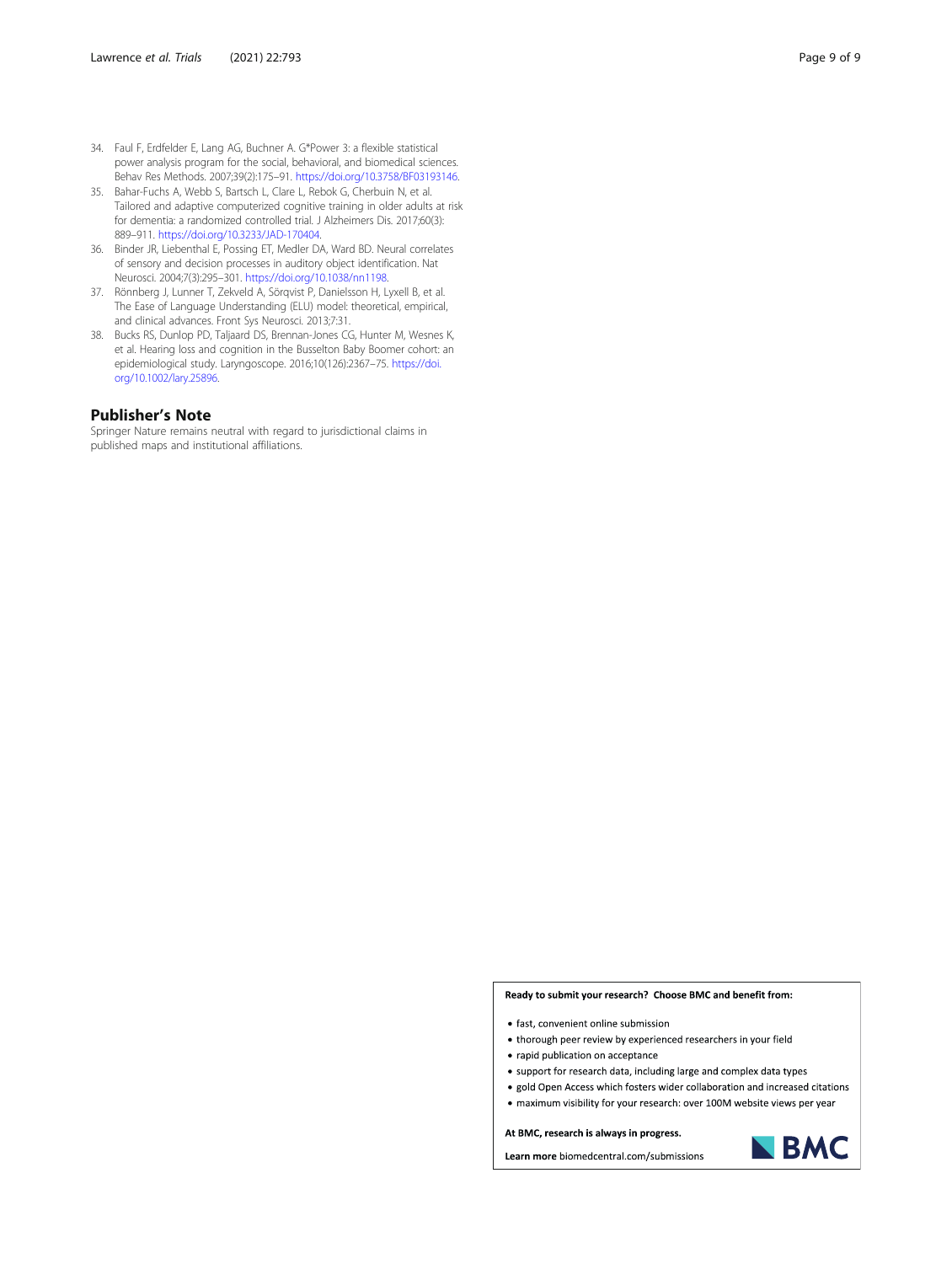34. Faul F, Erdfelder E, Lang AG, Buchner A. G*Power 3: a flexible statistical power analysis program for the social, behavioral, and biomedical sciences. Behav Res Methods. 2007;39(2):175–91. https://doi.org/10.3758/BF03193146.
35. Bahar-Fuchs A, Webb S, Bartsch L, Clare L, Rebok G, Cherbuin N, et al. Tailored and adaptive computerized cognitive training in older adults at risk for dementia: a randomized controlled trial. J Alzheimers Dis. 2017;60(3): 889–911. https://doi.org/10.3233/JAD-170404.
36. Binder JR, Liebenthal E, Possing ET, Medler DA, Ward BD. Neural correlates of sensory and decision processes in auditory object identification. Nat Neurosci. 2004;7(3):295–301. https://doi.org/10.1038/nn1198.
37. Rönnberg J, Lunner T, Zekveld A, Sörqvist P, Danielsson H, Lyxell B, et al. The Ease of Language Understanding (ELU) model: theoretical, empirical, and clinical advances. Front Sys Neurosci. 2013;7:31.
38. Bucks RS, Dunlop PD, Taljaard DS, Brennan-Jones CG, Hunter M, Wesnes K, et al. Hearing loss and cognition in the Busselton Baby Boomer cohort: an epidemiological study. Laryngoscope. 2016;10(126):2367–75. https://doi.org/10.1002/lary.25896.

## Publisher's Note

Springer Nature remains neutral with regard to jurisdictional claims in published maps and institutional affiliations.

**Ready to submit your research? Choose BMC and benefit from:**

- fast, convenient online submission
- thorough peer review by experienced researchers in your field
- rapid publication on acceptance
- support for research data, including large and complex data types
- gold Open Access which fosters wider collaboration and increased citations
- maximum visibility for your research: over 100M website views per year

**At BMC, research is always in progress.**

**Learn more** biomedcentral.com/submissions

BMC